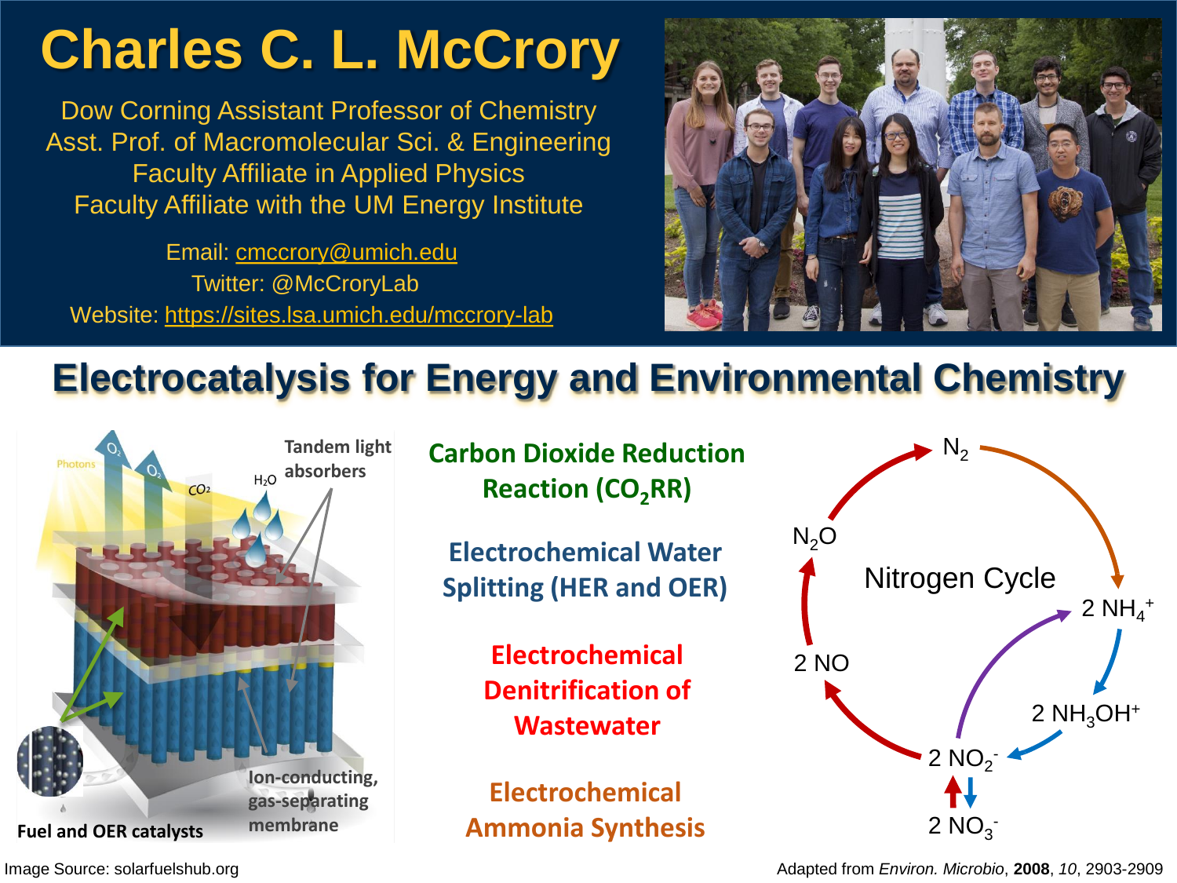# Charles C. L. McCrory

Dow Corning Assistant Professor of Chemistry
Asst. Prof. of Macromolecular Sci. & Engineering
Faculty Affiliate in Applied Physics
Faculty Affiliate with the UM Energy Institute

Email: cmccrory@umich.edu
Twitter: @McCroryLab
Website: https://sites.lsa.umich.edu/mccrory-lab

## Electrocatalysis for Energy and Environmental Chemistry

Photons, $O_2$, $O_2$, $CO_2$, $H_2O$

Tandem light absorbers

Ion-conducting, gas-separating membrane

Fuel and OER catalysts

**Carbon Dioxide Reduction Reaction ($CO_2$RR)**

**Electrochemical Water Splitting (HER and OER)**

**Electrochemical Denitrification of Wastewater**

**Electrochemical Ammonia Synthesis**

Nitrogen Cycle

$N_2$, $2\ NH_4^+$, $2\ NH_3OH^+$, $2\ NO_2^-$, $2\ NO_3^-$, $2\ NO$, $N_2O$

Image Source: solarfuelshub.org

Adapted from *Environ. Microbio*, **2008**, *10*, 2903-2909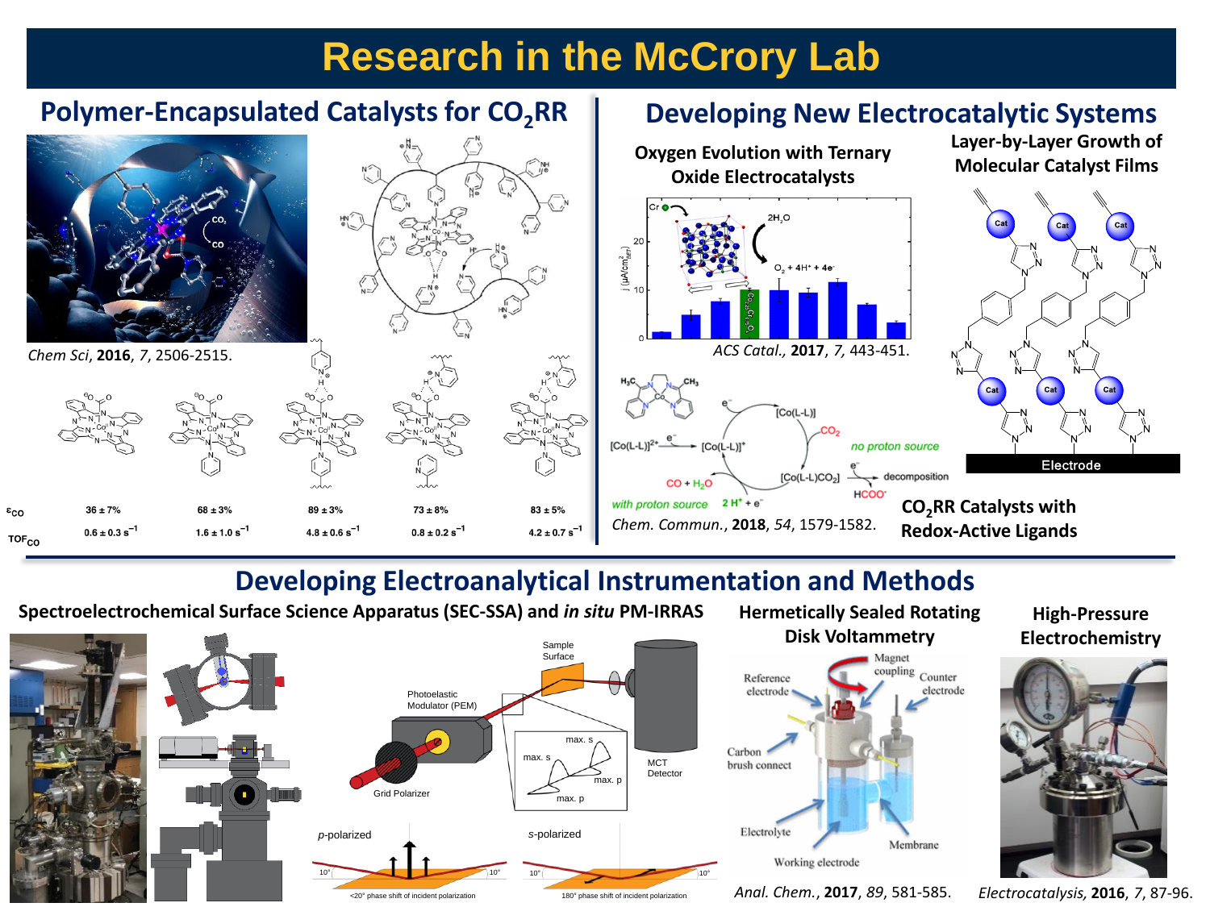# Research in the McCrory Lab

## Polymer-Encapsulated Catalysts for $CO_2RR$

*Chem Sci*, **2016**, *7*, 2506-2515.

| | | | | | |
|---|---|---|---|---|---|
| $\varepsilon_{CO}$ | 36 ± 7% | 68 ± 3% | 89 ± 3% | 73 ± 8% | 83 ± 5% |
| $TOF_{CO}$ | 0.6 ± 0.3 $s^{-1}$ | 1.6 ± 1.0 $s^{-1}$ | 4.8 ± 0.6 $s^{-1}$ | 0.8 ± 0.2 $s^{-1}$ | 4.2 ± 0.7 $s^{-1}$ |

## Developing New Electrocatalytic Systems

### Oxygen Evolution with Ternary Oxide Electrocatalysts

$2H_2O$

$O_2 + 4H^+ + 4e^-$

*ACS Catal.*, **2017**, *7*, 443-451.

### Layer-by-Layer Growth of Molecular Catalyst Films

Electrode

### $CO_2RR$ Catalysts with Redox-Active Ligands

$[Co(L\text{-}L)]^{2+}$ → $[Co(L\text{-}L)]^{+}$ → $[Co(L\text{-}L)]$ → $[Co(L\text{-}L)CO_2]$

no proton source → decomposition, $HCOO^-$

with proton source: $CO + H_2O$, $2H^+ + e^-$

*Chem. Commun.*, **2018**, *54*, 1579-1582.

## Developing Electroanalytical Instrumentation and Methods

### Spectroelectrochemical Surface Science Apparatus (SEC-SSA) and *in situ* PM-IRRAS

### Hermetically Sealed Rotating Disk Voltammetry

*Anal. Chem.*, **2017**, *89*, 581-585.

### High-Pressure Electrochemistry

*Electrocatalysis*, **2016**, *7*, 87-96.